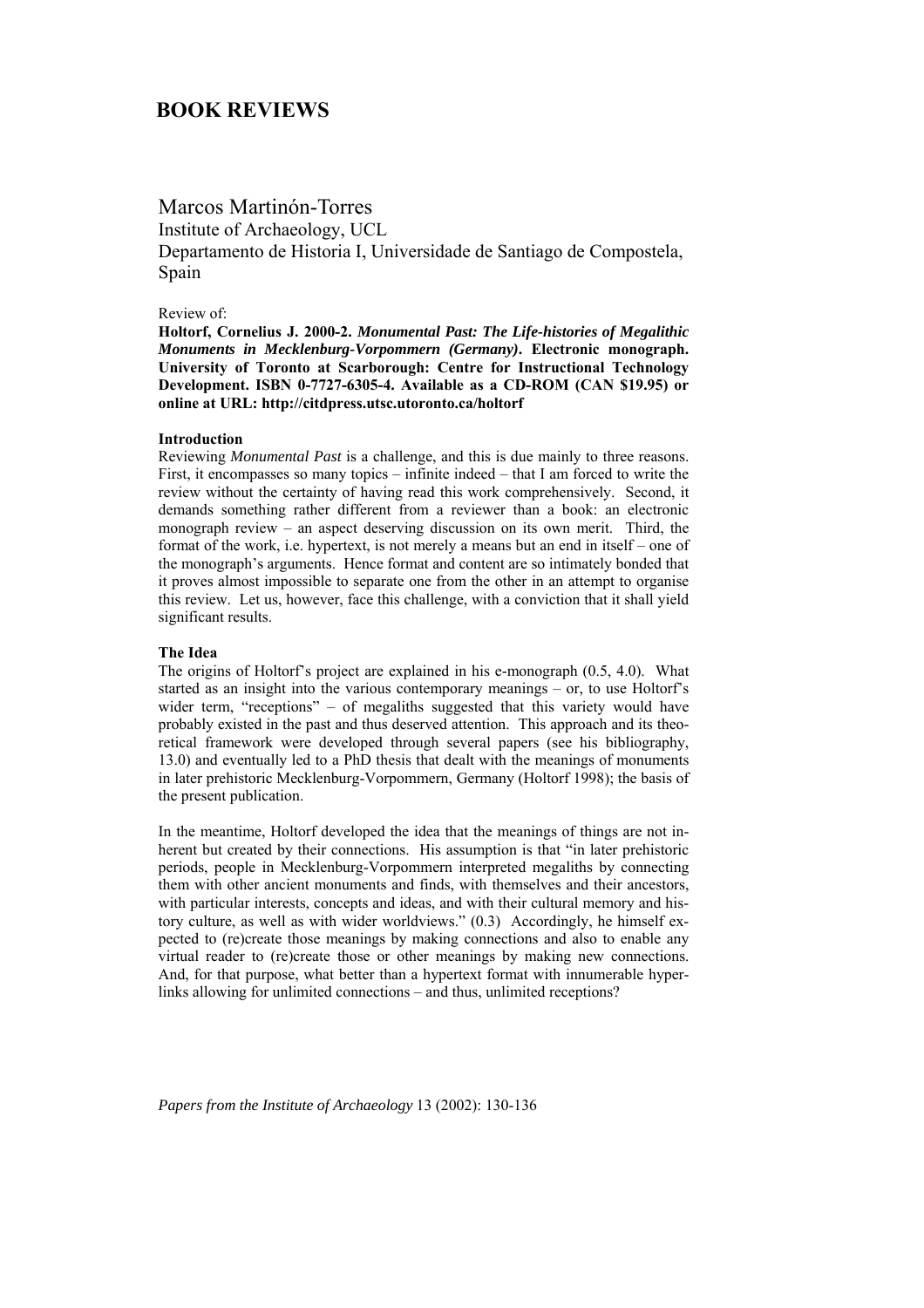# BOOK REVIEWS

Marcos Martinón-Torres
Institute of Archaeology, UCL
Departamento de Historia I, Universidade de Santiago de Compostela, Spain

Review of:

**Holtorf, Cornelius J. 2000-2. *Monumental Past: The Life-histories of Megalithic Monuments in Mecklenburg-Vorpommern (Germany)*. Electronic monograph. University of Toronto at Scarborough: Centre for Instructional Technology Development. ISBN 0-7727-6305-4. Available as a CD-ROM (CAN $19.95) or online at URL: http://citdpress.utsc.utoronto.ca/holtorf**

**Introduction**

Reviewing *Monumental Past* is a challenge, and this is due mainly to three reasons. First, it encompasses so many topics – infinite indeed – that I am forced to write the review without the certainty of having read this work comprehensively. Second, it demands something rather different from a reviewer than a book: an electronic monograph review – an aspect deserving discussion on its own merit. Third, the format of the work, i.e. hypertext, is not merely a means but an end in itself – one of the monograph's arguments. Hence format and content are so intimately bonded that it proves almost impossible to separate one from the other in an attempt to organise this review. Let us, however, face this challenge, with a conviction that it shall yield significant results.

**The Idea**

The origins of Holtorf's project are explained in his e-monograph (0.5, 4.0). What started as an insight into the various contemporary meanings – or, to use Holtorf's wider term, "receptions" – of megaliths suggested that this variety would have probably existed in the past and thus deserved attention. This approach and its theoretical framework were developed through several papers (see his bibliography, 13.0) and eventually led to a PhD thesis that dealt with the meanings of monuments in later prehistoric Mecklenburg-Vorpommern, Germany (Holtorf 1998); the basis of the present publication.

In the meantime, Holtorf developed the idea that the meanings of things are not inherent but created by their connections. His assumption is that "in later prehistoric periods, people in Mecklenburg-Vorpommern interpreted megaliths by connecting them with other ancient monuments and finds, with themselves and their ancestors, with particular interests, concepts and ideas, and with their cultural memory and history culture, as well as with wider worldviews." (0.3) Accordingly, he himself expected to (re)create those meanings by making connections and also to enable any virtual reader to (re)create those or other meanings by making new connections. And, for that purpose, what better than a hypertext format with innumerable hyperlinks allowing for unlimited connections – and thus, unlimited receptions?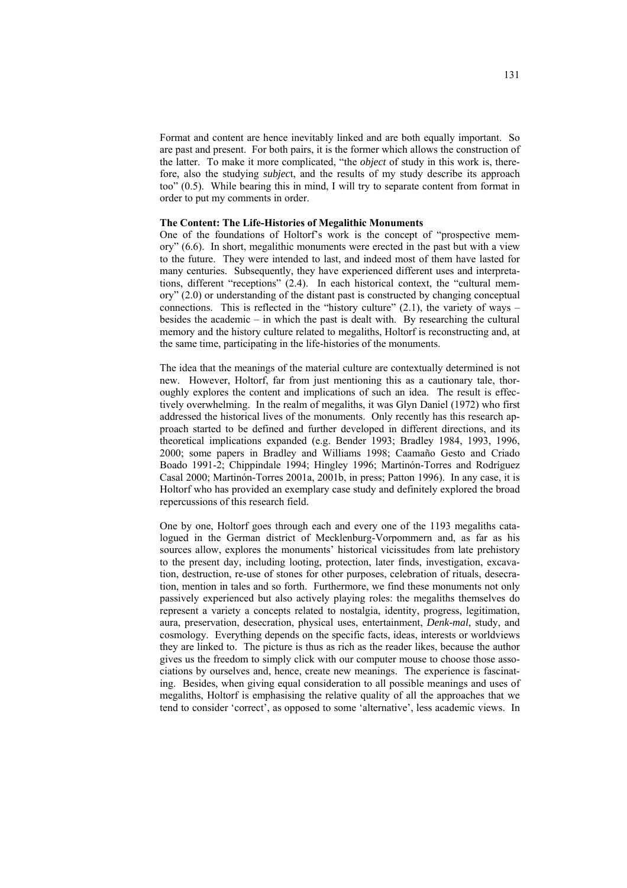Format and content are hence inevitably linked and are both equally important. So are past and present. For both pairs, it is the former which allows the construction of the latter. To make it more complicated, "the *object* of study in this work is, therefore, also the studying *subjec*t, and the results of my study describe its approach too" (0.5). While bearing this in mind, I will try to separate content from format in order to put my comments in order.

**The Content: The Life-Histories of Megalithic Monuments**

One of the foundations of Holtorf's work is the concept of "prospective memory" (6.6). In short, megalithic monuments were erected in the past but with a view to the future. They were intended to last, and indeed most of them have lasted for many centuries. Subsequently, they have experienced different uses and interpretations, different "receptions" (2.4). In each historical context, the "cultural memory" (2.0) or understanding of the distant past is constructed by changing conceptual connections. This is reflected in the "history culture" (2.1), the variety of ways – besides the academic – in which the past is dealt with. By researching the cultural memory and the history culture related to megaliths, Holtorf is reconstructing and, at the same time, participating in the life-histories of the monuments.

The idea that the meanings of the material culture are contextually determined is not new. However, Holtorf, far from just mentioning this as a cautionary tale, thoroughly explores the content and implications of such an idea. The result is effectively overwhelming. In the realm of megaliths, it was Glyn Daniel (1972) who first addressed the historical lives of the monuments. Only recently has this research approach started to be defined and further developed in different directions, and its theoretical implications expanded (e.g. Bender 1993; Bradley 1984, 1993, 1996, 2000; some papers in Bradley and Williams 1998; Caamaño Gesto and Criado Boado 1991-2; Chippindale 1994; Hingley 1996; Martinón-Torres and Rodríguez Casal 2000; Martinón-Torres 2001a, 2001b, in press; Patton 1996). In any case, it is Holtorf who has provided an exemplary case study and definitely explored the broad repercussions of this research field.

One by one, Holtorf goes through each and every one of the 1193 megaliths catalogued in the German district of Mecklenburg-Vorpommern and, as far as his sources allow, explores the monuments' historical vicissitudes from late prehistory to the present day, including looting, protection, later finds, investigation, excavation, destruction, re-use of stones for other purposes, celebration of rituals, desecration, mention in tales and so forth. Furthermore, we find these monuments not only passively experienced but also actively playing roles: the megaliths themselves do represent a variety a concepts related to nostalgia, identity, progress, legitimation, aura, preservation, desecration, physical uses, entertainment, *Denk-mal*, study, and cosmology. Everything depends on the specific facts, ideas, interests or worldviews they are linked to. The picture is thus as rich as the reader likes, because the author gives us the freedom to simply click with our computer mouse to choose those associations by ourselves and, hence, create new meanings. The experience is fascinating. Besides, when giving equal consideration to all possible meanings and uses of megaliths, Holtorf is emphasising the relative quality of all the approaches that we tend to consider 'correct', as opposed to some 'alternative', less academic views. In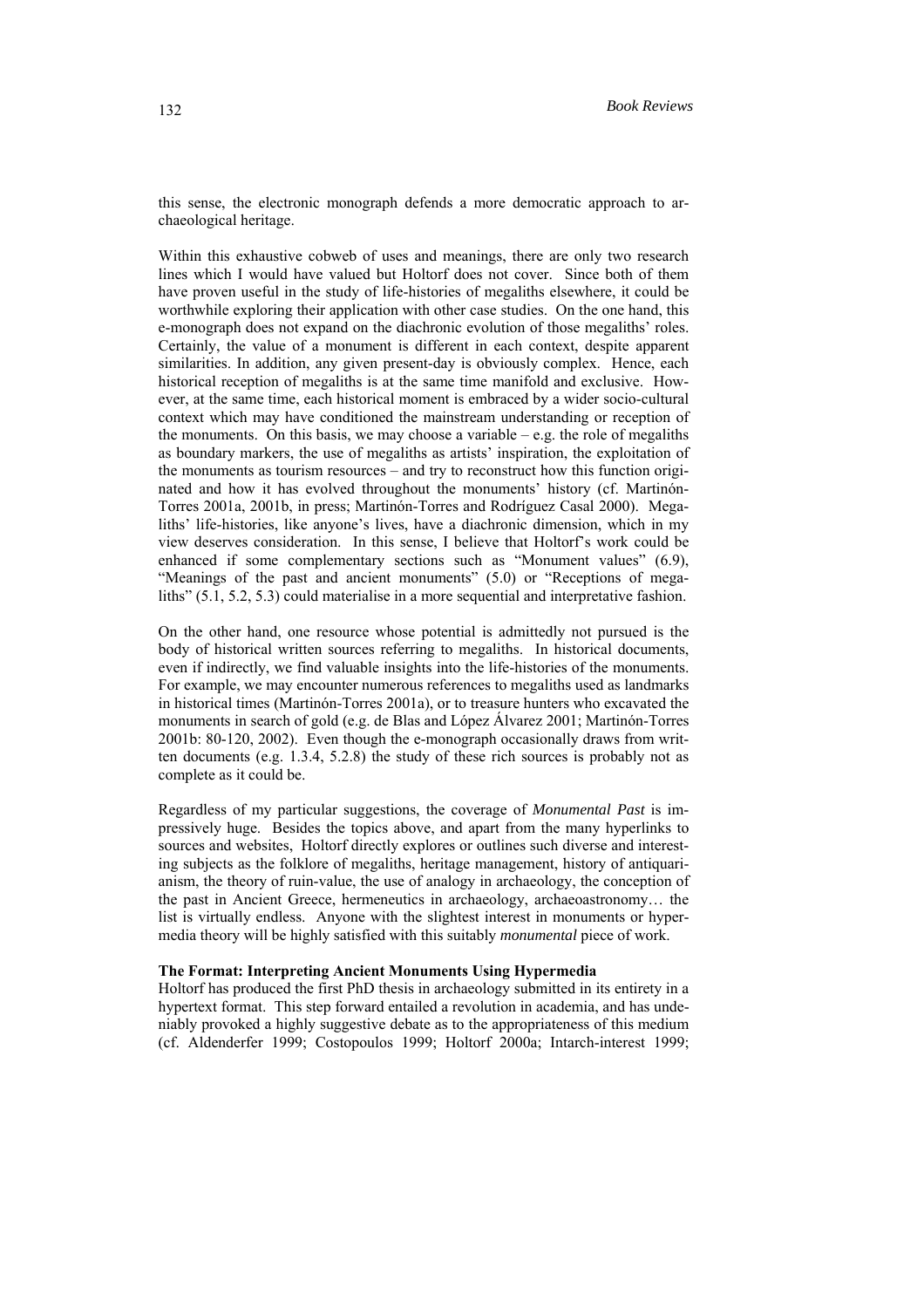this sense, the electronic monograph defends a more democratic approach to archaeological heritage.

Within this exhaustive cobweb of uses and meanings, there are only two research lines which I would have valued but Holtorf does not cover. Since both of them have proven useful in the study of life-histories of megaliths elsewhere, it could be worthwhile exploring their application with other case studies. On the one hand, this e-monograph does not expand on the diachronic evolution of those megaliths' roles. Certainly, the value of a monument is different in each context, despite apparent similarities. In addition, any given present-day is obviously complex. Hence, each historical reception of megaliths is at the same time manifold and exclusive. However, at the same time, each historical moment is embraced by a wider socio-cultural context which may have conditioned the mainstream understanding or reception of the monuments. On this basis, we may choose a variable – e.g. the role of megaliths as boundary markers, the use of megaliths as artists' inspiration, the exploitation of the monuments as tourism resources – and try to reconstruct how this function originated and how it has evolved throughout the monuments' history (cf. Martinón-Torres 2001a, 2001b, in press; Martinón-Torres and Rodríguez Casal 2000). Megaliths' life-histories, like anyone's lives, have a diachronic dimension, which in my view deserves consideration. In this sense, I believe that Holtorf's work could be enhanced if some complementary sections such as "Monument values" (6.9), "Meanings of the past and ancient monuments" (5.0) or "Receptions of megaliths" (5.1, 5.2, 5.3) could materialise in a more sequential and interpretative fashion.

On the other hand, one resource whose potential is admittedly not pursued is the body of historical written sources referring to megaliths. In historical documents, even if indirectly, we find valuable insights into the life-histories of the monuments. For example, we may encounter numerous references to megaliths used as landmarks in historical times (Martinón-Torres 2001a), or to treasure hunters who excavated the monuments in search of gold (e.g. de Blas and López Álvarez 2001; Martinón-Torres 2001b: 80-120, 2002). Even though the e-monograph occasionally draws from written documents (e.g. 1.3.4, 5.2.8) the study of these rich sources is probably not as complete as it could be.

Regardless of my particular suggestions, the coverage of *Monumental Past* is impressively huge. Besides the topics above, and apart from the many hyperlinks to sources and websites, Holtorf directly explores or outlines such diverse and interesting subjects as the folklore of megaliths, heritage management, history of antiquarianism, the theory of ruin-value, the use of analogy in archaeology, the conception of the past in Ancient Greece, hermeneutics in archaeology, archaeoastronomy… the list is virtually endless. Anyone with the slightest interest in monuments or hypermedia theory will be highly satisfied with this suitably *monumental* piece of work.

**The Format: Interpreting Ancient Monuments Using Hypermedia**

Holtorf has produced the first PhD thesis in archaeology submitted in its entirety in a hypertext format. This step forward entailed a revolution in academia, and has undeniably provoked a highly suggestive debate as to the appropriateness of this medium (cf. Aldenderfer 1999; Costopoulos 1999; Holtorf 2000a; Intarch-interest 1999;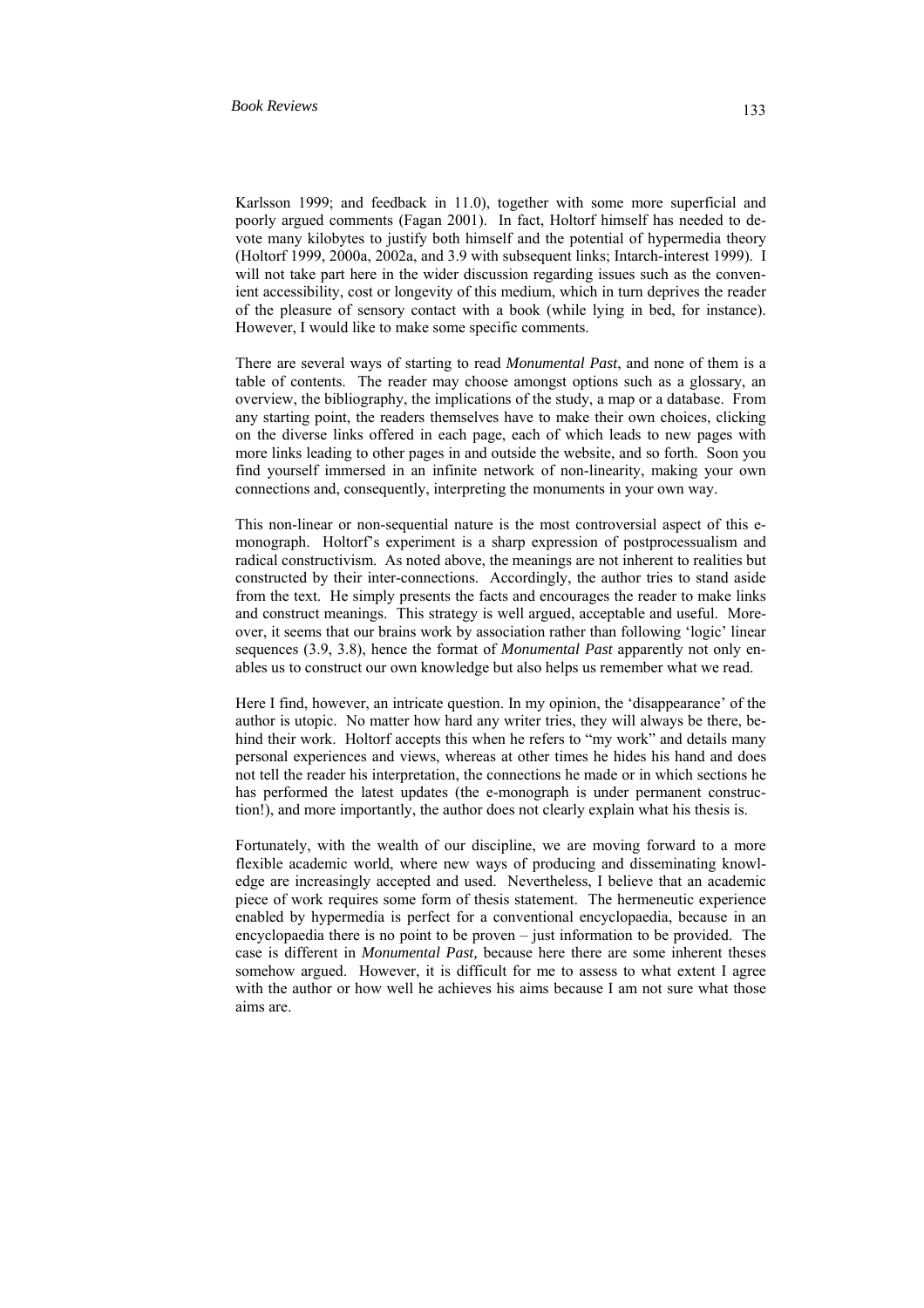Karlsson 1999; and feedback in 11.0), together with some more superficial and poorly argued comments (Fagan 2001). In fact, Holtorf himself has needed to devote many kilobytes to justify both himself and the potential of hypermedia theory (Holtorf 1999, 2000a, 2002a, and 3.9 with subsequent links; Intarch-interest 1999). I will not take part here in the wider discussion regarding issues such as the convenient accessibility, cost or longevity of this medium, which in turn deprives the reader of the pleasure of sensory contact with a book (while lying in bed, for instance). However, I would like to make some specific comments.

There are several ways of starting to read *Monumental Past*, and none of them is a table of contents. The reader may choose amongst options such as a glossary, an overview, the bibliography, the implications of the study, a map or a database. From any starting point, the readers themselves have to make their own choices, clicking on the diverse links offered in each page, each of which leads to new pages with more links leading to other pages in and outside the website, and so forth. Soon you find yourself immersed in an infinite network of non-linearity, making your own connections and, consequently, interpreting the monuments in your own way.

This non-linear or non-sequential nature is the most controversial aspect of this e-monograph. Holtorf's experiment is a sharp expression of postprocessualism and radical constructivism. As noted above, the meanings are not inherent to realities but constructed by their inter-connections. Accordingly, the author tries to stand aside from the text. He simply presents the facts and encourages the reader to make links and construct meanings. This strategy is well argued, acceptable and useful. Moreover, it seems that our brains work by association rather than following 'logic' linear sequences (3.9, 3.8), hence the format of *Monumental Past* apparently not only enables us to construct our own knowledge but also helps us remember what we read.

Here I find, however, an intricate question. In my opinion, the 'disappearance' of the author is utopic. No matter how hard any writer tries, they will always be there, behind their work. Holtorf accepts this when he refers to "my work" and details many personal experiences and views, whereas at other times he hides his hand and does not tell the reader his interpretation, the connections he made or in which sections he has performed the latest updates (the e-monograph is under permanent construction!), and more importantly, the author does not clearly explain what his thesis is.

Fortunately, with the wealth of our discipline, we are moving forward to a more flexible academic world, where new ways of producing and disseminating knowledge are increasingly accepted and used. Nevertheless, I believe that an academic piece of work requires some form of thesis statement. The hermeneutic experience enabled by hypermedia is perfect for a conventional encyclopaedia, because in an encyclopaedia there is no point to be proven – just information to be provided. The case is different in *Monumental Past,* because here there are some inherent theses somehow argued. However, it is difficult for me to assess to what extent I agree with the author or how well he achieves his aims because I am not sure what those aims are.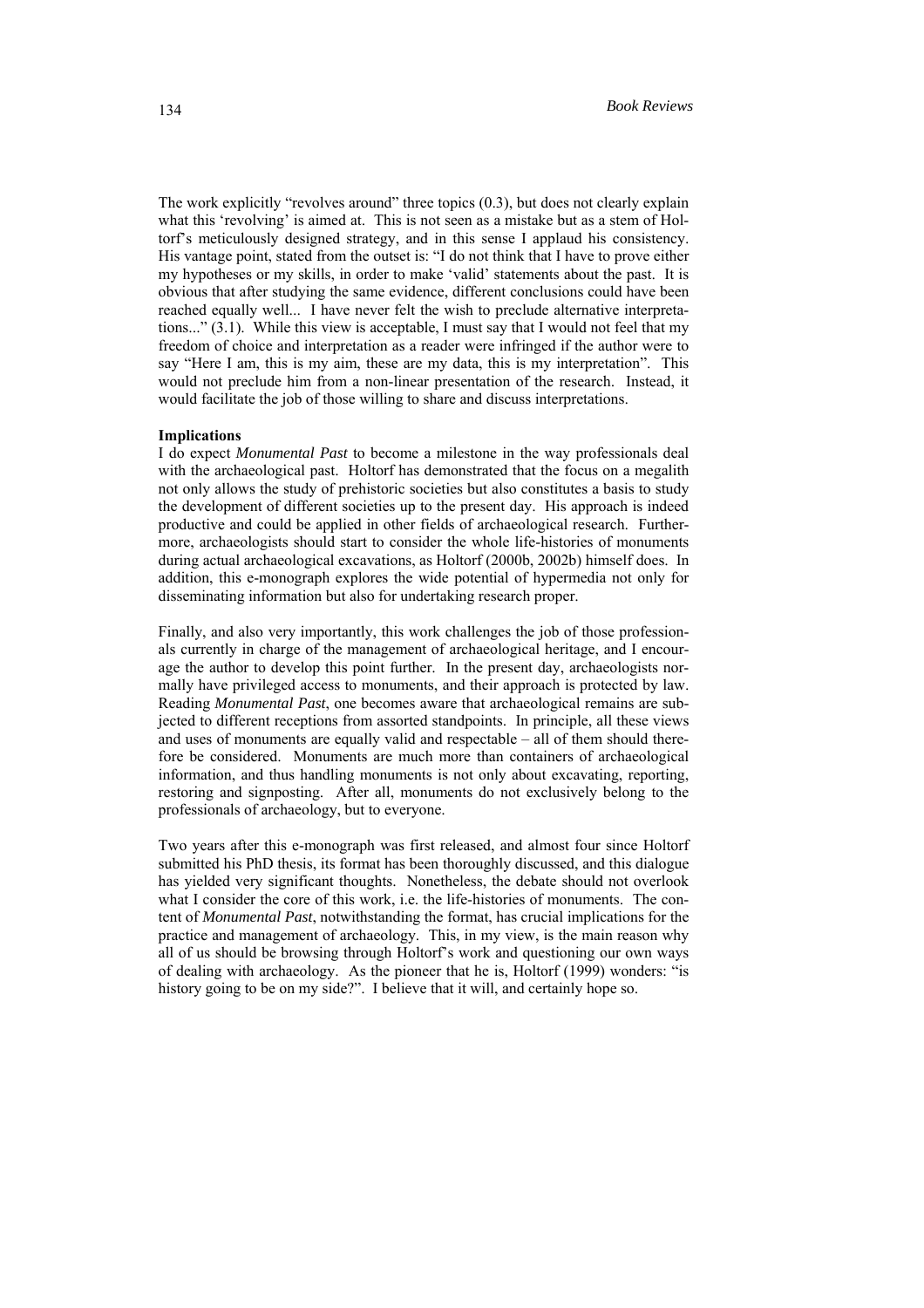The work explicitly "revolves around" three topics (0.3), but does not clearly explain what this 'revolving' is aimed at. This is not seen as a mistake but as a stem of Holtorf's meticulously designed strategy, and in this sense I applaud his consistency. His vantage point, stated from the outset is: "I do not think that I have to prove either my hypotheses or my skills, in order to make 'valid' statements about the past. It is obvious that after studying the same evidence, different conclusions could have been reached equally well... I have never felt the wish to preclude alternative interpretations..." (3.1). While this view is acceptable, I must say that I would not feel that my freedom of choice and interpretation as a reader were infringed if the author were to say "Here I am, this is my aim, these are my data, this is my interpretation". This would not preclude him from a non-linear presentation of the research. Instead, it would facilitate the job of those willing to share and discuss interpretations.

**Implications**

I do expect *Monumental Past* to become a milestone in the way professionals deal with the archaeological past. Holtorf has demonstrated that the focus on a megalith not only allows the study of prehistoric societies but also constitutes a basis to study the development of different societies up to the present day. His approach is indeed productive and could be applied in other fields of archaeological research. Furthermore, archaeologists should start to consider the whole life-histories of monuments during actual archaeological excavations, as Holtorf (2000b, 2002b) himself does. In addition, this e-monograph explores the wide potential of hypermedia not only for disseminating information but also for undertaking research proper.

Finally, and also very importantly, this work challenges the job of those professionals currently in charge of the management of archaeological heritage, and I encourage the author to develop this point further. In the present day, archaeologists normally have privileged access to monuments, and their approach is protected by law. Reading *Monumental Past*, one becomes aware that archaeological remains are subjected to different receptions from assorted standpoints. In principle, all these views and uses of monuments are equally valid and respectable – all of them should therefore be considered. Monuments are much more than containers of archaeological information, and thus handling monuments is not only about excavating, reporting, restoring and signposting. After all, monuments do not exclusively belong to the professionals of archaeology, but to everyone.

Two years after this e-monograph was first released, and almost four since Holtorf submitted his PhD thesis, its format has been thoroughly discussed, and this dialogue has yielded very significant thoughts. Nonetheless, the debate should not overlook what I consider the core of this work, i.e. the life-histories of monuments. The content of *Monumental Past*, notwithstanding the format, has crucial implications for the practice and management of archaeology. This, in my view, is the main reason why all of us should be browsing through Holtorf's work and questioning our own ways of dealing with archaeology. As the pioneer that he is, Holtorf (1999) wonders: "is history going to be on my side?". I believe that it will, and certainly hope so.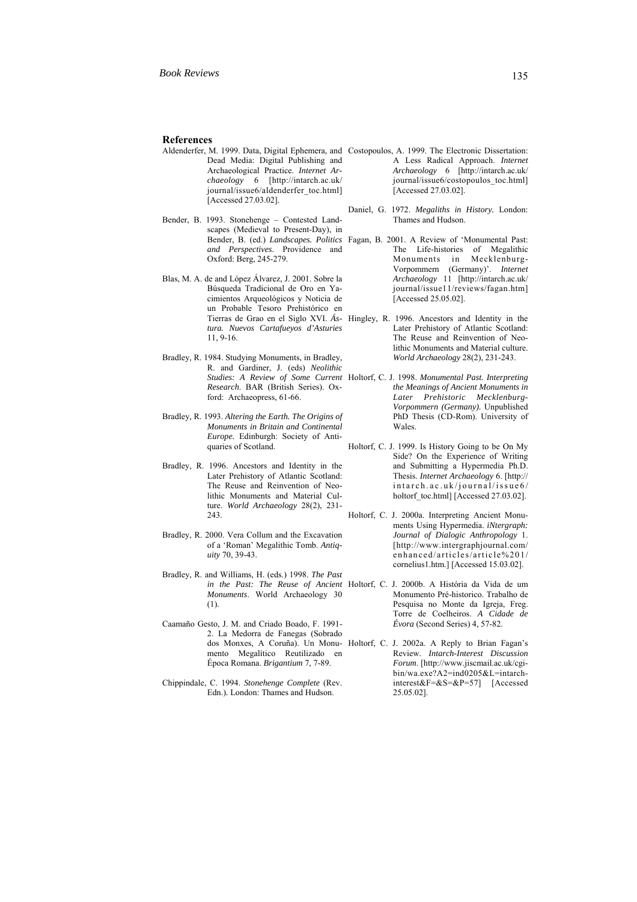## References

Aldenderfer, M. 1999. Data, Digital Ephemera, and Dead Media: Digital Publishing and Archaeological Practice. *Internet Archaeology* 6 [http://intarch.ac.uk/journal/issue6/aldenderfer_toc.html] [Accessed 27.03.02].

Bender, B. 1993. Stonehenge – Contested Landscapes (Medieval to Present-Day), in Bender, B. (ed.) *Landscapes. Politics and Perspectives*. Providence and Oxford: Berg, 245-279.

Blas, M. A. de and López Álvarez, J. 2001. Sobre la Búsqueda Tradicional de Oro en Yacimientos Arqueológicos y Noticia de un Probable Tesoro Prehistórico en Tierras de Grao en el Siglo XVI. *Ástura. Nuevos Cartafueyos d'Asturies* 11, 9-16.

Bradley, R. 1984. Studying Monuments, in Bradley, R. and Gardiner, J. (eds) *Neolithic Studies: A Review of Some Current Research*. BAR (British Series). Oxford: Archaeopress, 61-66.

Bradley, R. 1993. *Altering the Earth. The Origins of Monuments in Britain and Continental Europe.* Edinburgh: Society of Antiquaries of Scotland.

Bradley, R. 1996. Ancestors and Identity in the Later Prehistory of Atlantic Scotland: The Reuse and Reinvention of Neolithic Monuments and Material Culture. *World Archaeology* 28(2), 231-243.

Bradley, R. 2000. Vera Collum and the Excavation of a 'Roman' Megalithic Tomb. *Antiquity* 70, 39-43.

Bradley, R. and Williams, H. (eds.) 1998. *The Past in the Past: The Reuse of Ancient Monuments*. World Archaeology 30 (1).

Caamaño Gesto, J. M. and Criado Boado, F. 1991-2. La Medorra de Fanegas (Sobrado dos Monxes, A Coruña). Un Monumento Megalítico Reutilizado en Época Romana. *Brigantium* 7, 7-89.

Chippindale, C. 1994. *Stonehenge Complete* (Rev. Edn.). London: Thames and Hudson.

Costopoulos, A. 1999. The Electronic Dissertation: A Less Radical Approach. *Internet Archaeology* 6 [http://intarch.ac.uk/journal/issue6/costopoulos_toc.html] [Accessed 27.03.02].

Daniel, G. 1972. *Megaliths in History.* London: Thames and Hudson.

Fagan, B. 2001. A Review of 'Monumental Past: The Life-histories of Megalithic Monuments in Mecklenburg-Vorpommern (Germany)'. *Internet Archaeology* 11 [http://intarch.ac.uk/journal/issue11/reviews/fagan.htm] [Accessed 25.05.02].

Hingley, R. 1996. Ancestors and Identity in the Later Prehistory of Atlantic Scotland: The Reuse and Reinvention of Neolithic Monuments and Material culture. *World Archaeology* 28(2), 231-243.

Holtorf, C. J. 1998. *Monumental Past. Interpreting the Meanings of Ancient Monuments in Later Prehistoric Mecklenburg-Vorpommern (Germany).* Unpublished PhD Thesis (CD-Rom). University of Wales.

Holtorf, C. J. 1999. Is History Going to be On My Side? On the Experience of Writing and Submitting a Hypermedia Ph.D. Thesis. *Internet Archaeology* 6. [http://intarch.ac.uk/journal/issue6/holtorf_toc.html] [Accessed 27.03.02].

Holtorf, C. J. 2000a. Interpreting Ancient Monuments Using Hypermedia. *iNtergraph: Journal of Dialogic Anthropology* 1. [http://www.intergraphjournal.com/enhanced/articles/article%201/cornelius1.htm.] [Accessed 15.03.02].

Holtorf, C. J. 2000b. A História da Vida de um Monumento Pré-historico. Trabalho de Pesquisa no Monte da Igreja, Freg. Torre de Coelheiros. *A Cidade de Évora* (Second Series) 4, 57-82.

Holtorf, C. J. 2002a. A Reply to Brian Fagan's Review. *Intarch-Interest Discussion Forum*. [http://www.jiscmail.ac.uk/cgi-bin/wa.exe?A2=ind0205&L=intarch-interest&F=&S=&P=57] [Accessed 25.05.02].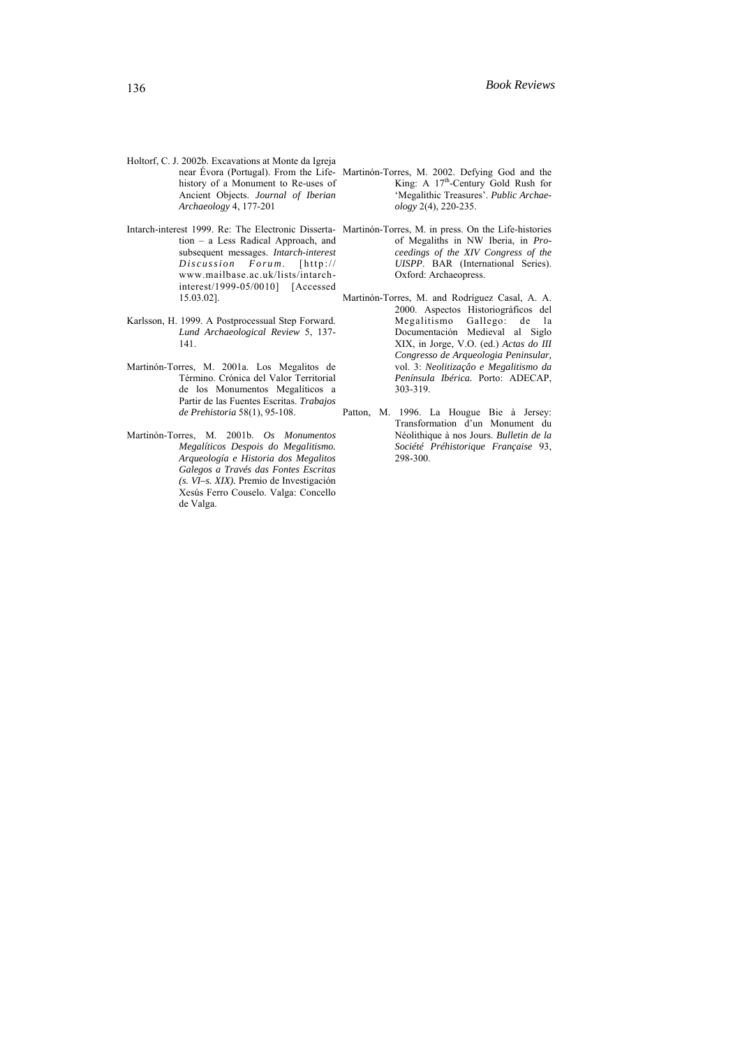Holtorf, C. J. 2002b. Excavations at Monte da Igreja near Évora (Portugal). From the Life-history of a Monument to Re-uses of Ancient Objects. *Journal of Iberian Archaeology* 4, 177-201

Intarch-interest 1999. Re: The Electronic Dissertation – a Less Radical Approach, and subsequent messages. *Intarch-interest Discussion Forum*. [http://www.mailbase.ac.uk/lists/intarch-interest/1999-05/0010] [Accessed 15.03.02].

Karlsson, H. 1999. A Postprocessual Step Forward. *Lund Archaeological Review* 5, 137-141.

Martinón-Torres, M. 2001a. Los Megalitos de Término. Crónica del Valor Territorial de los Monumentos Megalíticos a Partir de las Fuentes Escritas. *Trabajos de Prehistoria* 58(1), 95-108.

Martinón-Torres, M. 2001b. *Os Monumentos Megalíticos Despois do Megalitismo. Arqueología e Historia dos Megalitos Galegos a Través das Fontes Escritas (s. VI–s. XIX).* Premio de Investigación Xesús Ferro Couselo. Valga: Concello de Valga.

Martinón-Torres, M. 2002. Defying God and the King: A 17th-Century Gold Rush for 'Megalithic Treasures'. *Public Archaeology* 2(4), 220-235.

Martinón-Torres, M. in press. On the Life-histories of Megaliths in NW Iberia, in *Proceedings of the XIV Congress of the UISPP*. BAR (International Series). Oxford: Archaeopress.

Martinón-Torres, M. and Rodríguez Casal, A. A. 2000. Aspectos Historiográficos del Megalitismo Gallego: de la Documentación Medieval al Siglo XIX, in Jorge, V.O. (ed.) *Actas do III Congresso de Arqueologia Peninsular,* vol. 3: *Neolitizaçâo e Megalitismo da Península Ibérica.* Porto: ADECAP, 303-319.

Patton, M. 1996. La Hougue Bie à Jersey: Transformation d'un Monument du Néolithique à nos Jours. *Bulletin de la Société Préhistorique Française* 93, 298-300.